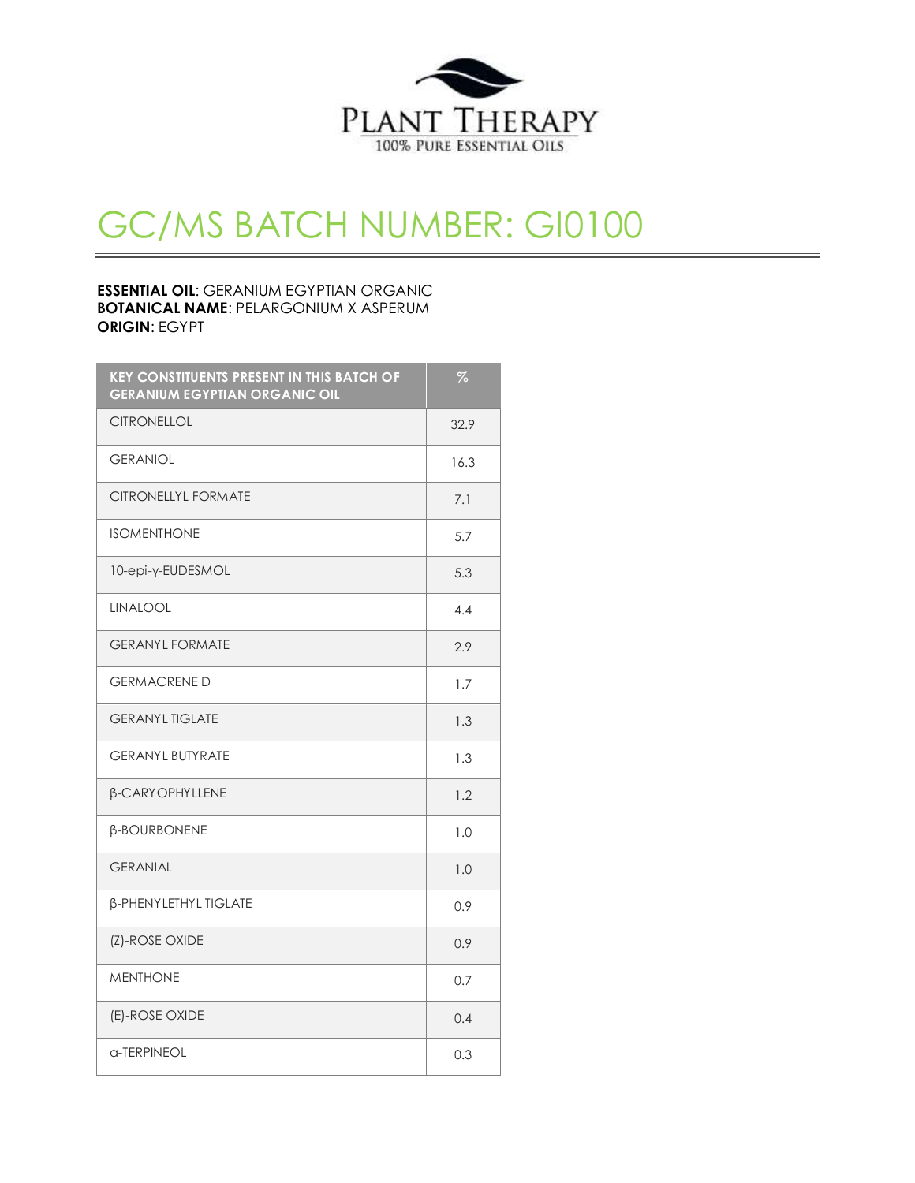PLANT THERAPY

100% PURE ESSENTIAL OILS

# GC/MS BATCH NUMBER: GI0100

**ESSENTIAL OIL**: GERANIUM EGYPTIAN ORGANIC
**BOTANICAL NAME**: PELARGONIUM X ASPERUM
**ORIGIN**: EGYPT

| KEY CONSTITUENTS PRESENT IN THIS BATCH OF GERANIUM EGYPTIAN ORGANIC OIL | % |
| --- | --- |
| CITRONELLOL | 32.9 |
| GERANIOL | 16.3 |
| CITRONELLYL FORMATE | 7.1 |
| ISOMENTHONE | 5.7 |
| 10-epi-γ-EUDESMOL | 5.3 |
| LINALOOL | 4.4 |
| GERANYL FORMATE | 2.9 |
| GERMACRENE D | 1.7 |
| GERANYL TIGLATE | 1.3 |
| GERANYL BUTYRATE | 1.3 |
| β-CARYOPHYLLENE | 1.2 |
| β-BOURBONENE | 1.0 |
| GERANIAL | 1.0 |
| β-PHENYLETHYL TIGLATE | 0.9 |
| (Z)-ROSE OXIDE | 0.9 |
| MENTHONE | 0.7 |
| (E)-ROSE OXIDE | 0.4 |
| α-TERPINEOL | 0.3 |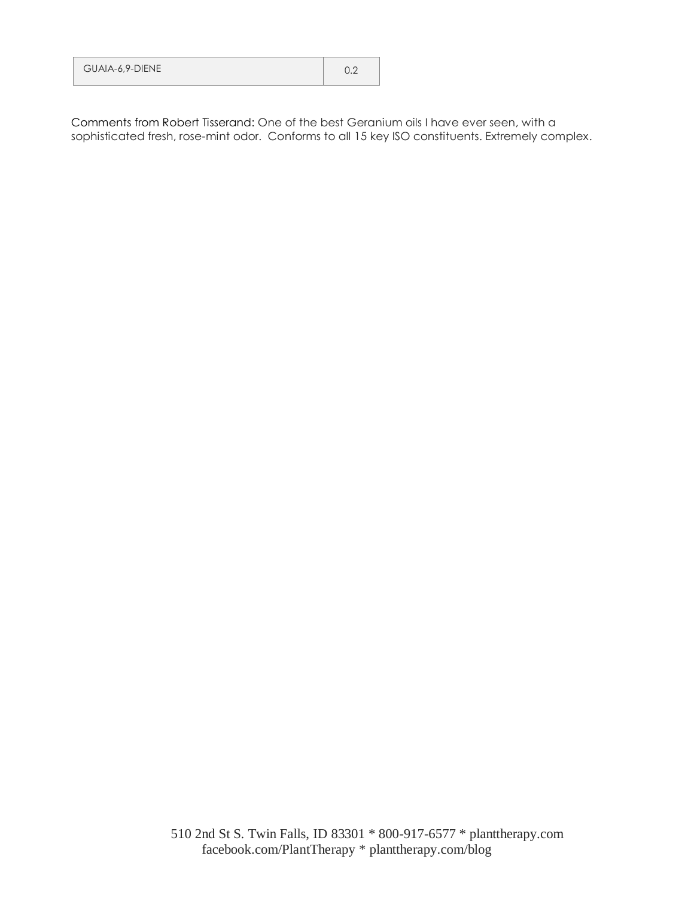| GUAIA-6,9-DIENE | 0.2 |
|---|---|

Comments from Robert Tisserand: One of the best Geranium oils I have ever seen, with a sophisticated fresh, rose-mint odor. Conforms to all 15 key ISO constituents. Extremely complex.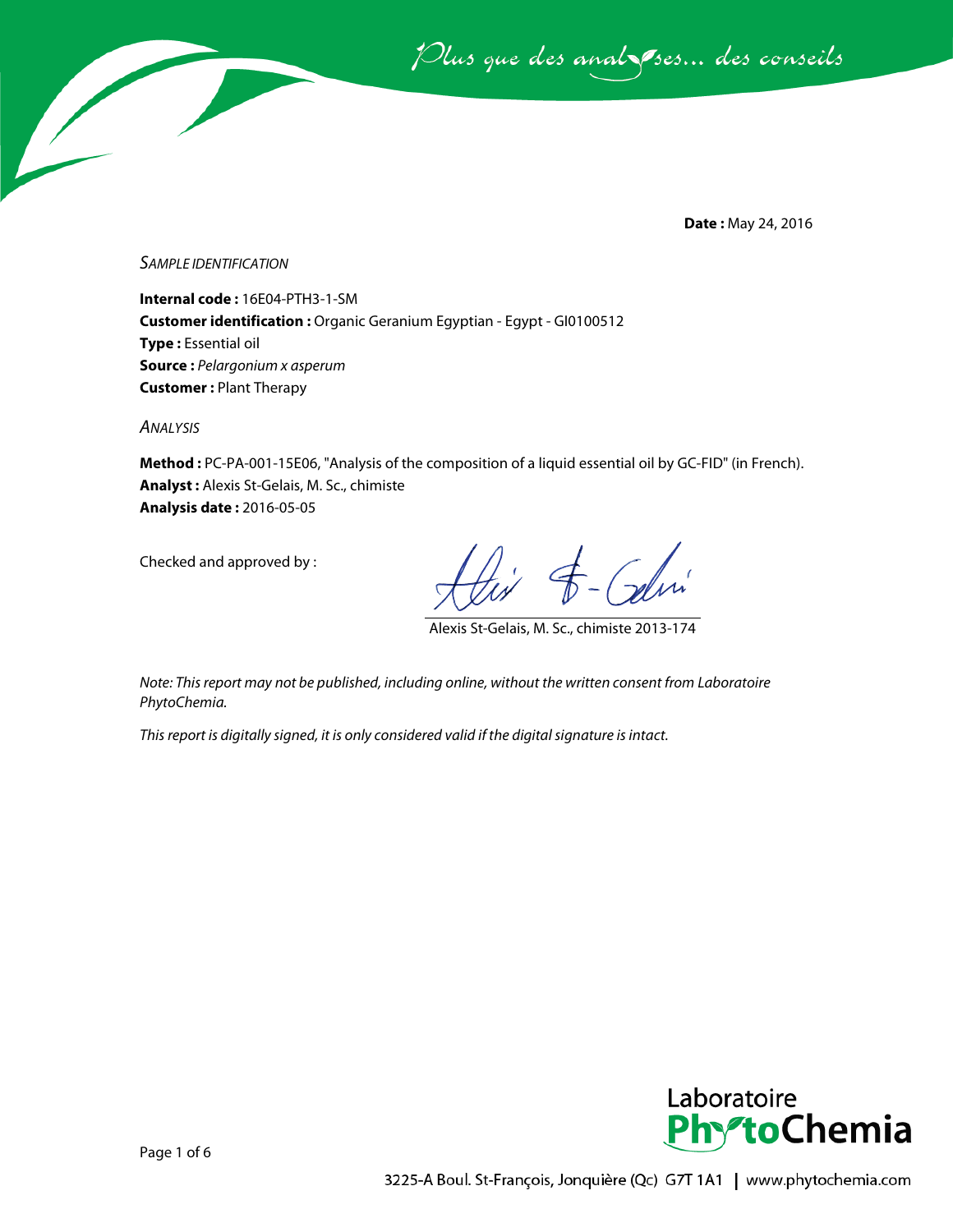*Plus que des analyses... des conseils*

**Date :** May 24, 2016

*SAMPLE IDENTIFICATION*

**Internal code :** 16E04-PTH3-1-SM
**Customer identification :** Organic Geranium Egyptian - Egypt - GI0100512
**Type :** Essential oil
**Source :** *Pelargonium x asperum*
**Customer :** Plant Therapy

*ANALYSIS*

**Method :** PC-PA-001-15E06, "Analysis of the composition of a liquid essential oil by GC-FID" (in French).
**Analyst :** Alexis St-Gelais, M. Sc., chimiste
**Analysis date :** 2016-05-05

Checked and approved by :

Alexis St-Gelais, M. Sc., chimiste 2013-174

*Note: This report may not be published, including online, without the written consent from Laboratoire PhytoChemia.*

*This report is digitally signed, it is only considered valid if the digital signature is intact.*

Laboratoire PhytoChemia

3225-A Boul. St-François, Jonquière (Qc) G7T 1A1 | www.phytochemia.com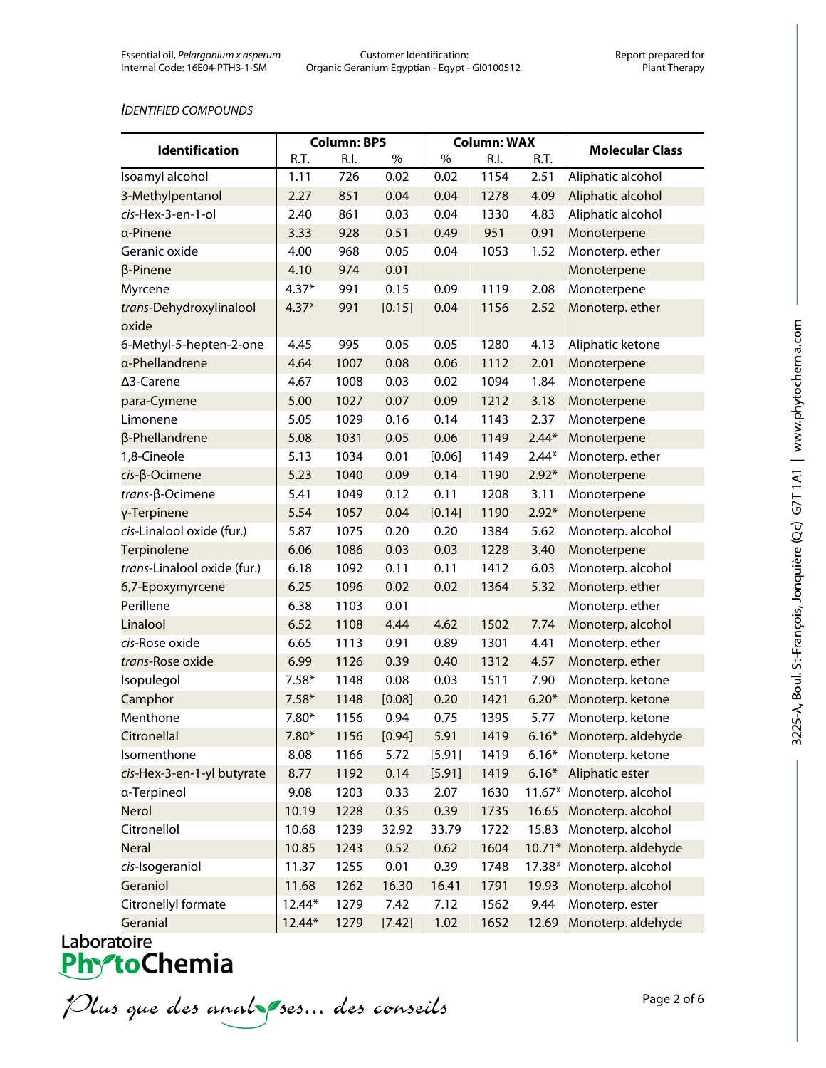*IDENTIFIED COMPOUNDS*

| Identification | Column: BP5 | | | Column: WAX | | | Molecular Class |
|---|---|---|---|---|---|---|---|
| | R.T. | R.I. | % | % | R.I. | R.T. | |
| Isoamyl alcohol | 1.11 | 726 | 0.02 | 0.02 | 1154 | 2.51 | Aliphatic alcohol |
| 3-Methylpentanol | 2.27 | 851 | 0.04 | 0.04 | 1278 | 4.09 | Aliphatic alcohol |
| *cis*-Hex-3-en-1-ol | 2.40 | 861 | 0.03 | 0.04 | 1330 | 4.83 | Aliphatic alcohol |
| α-Pinene | 3.33 | 928 | 0.51 | 0.49 | 951 | 0.91 | Monoterpene |
| Geranic oxide | 4.00 | 968 | 0.05 | 0.04 | 1053 | 1.52 | Monoterp. ether |
| β-Pinene | 4.10 | 974 | 0.01 | | | | Monoterpene |
| Myrcene | 4.37* | 991 | 0.15 | 0.09 | 1119 | 2.08 | Monoterpene |
| *trans*-Dehydroxylinalool oxide | 4.37* | 991 | [0.15] | 0.04 | 1156 | 2.52 | Monoterp. ether |
| 6-Methyl-5-hepten-2-one | 4.45 | 995 | 0.05 | 0.05 | 1280 | 4.13 | Aliphatic ketone |
| α-Phellandrene | 4.64 | 1007 | 0.08 | 0.06 | 1112 | 2.01 | Monoterpene |
| Δ3-Carene | 4.67 | 1008 | 0.03 | 0.02 | 1094 | 1.84 | Monoterpene |
| para-Cymene | 5.00 | 1027 | 0.07 | 0.09 | 1212 | 3.18 | Monoterpene |
| Limonene | 5.05 | 1029 | 0.16 | 0.14 | 1143 | 2.37 | Monoterpene |
| β-Phellandrene | 5.08 | 1031 | 0.05 | 0.06 | 1149 | 2.44* | Monoterpene |
| 1,8-Cineole | 5.13 | 1034 | 0.01 | [0.06] | 1149 | 2.44* | Monoterp. ether |
| *cis*-β-Ocimene | 5.23 | 1040 | 0.09 | 0.14 | 1190 | 2.92* | Monoterpene |
| *trans*-β-Ocimene | 5.41 | 1049 | 0.12 | 0.11 | 1208 | 3.11 | Monoterpene |
| γ-Terpinene | 5.54 | 1057 | 0.04 | [0.14] | 1190 | 2.92* | Monoterpene |
| *cis*-Linalool oxide (fur.) | 5.87 | 1075 | 0.20 | 0.20 | 1384 | 5.62 | Monoterp. alcohol |
| Terpinolene | 6.06 | 1086 | 0.03 | 0.03 | 1228 | 3.40 | Monoterpene |
| *trans*-Linalool oxide (fur.) | 6.18 | 1092 | 0.11 | 0.11 | 1412 | 6.03 | Monoterp. alcohol |
| 6,7-Epoxymyrcene | 6.25 | 1096 | 0.02 | 0.02 | 1364 | 5.32 | Monoterp. ether |
| Perillene | 6.38 | 1103 | 0.01 | | | | Monoterp. ether |
| Linalool | 6.52 | 1108 | 4.44 | 4.62 | 1502 | 7.74 | Monoterp. alcohol |
| *cis*-Rose oxide | 6.65 | 1113 | 0.91 | 0.89 | 1301 | 4.41 | Monoterp. ether |
| *trans*-Rose oxide | 6.99 | 1126 | 0.39 | 0.40 | 1312 | 4.57 | Monoterp. ether |
| Isopulegol | 7.58* | 1148 | 0.08 | 0.03 | 1511 | 7.90 | Monoterp. ketone |
| Camphor | 7.58* | 1148 | [0.08] | 0.20 | 1421 | 6.20* | Monoterp. ketone |
| Menthone | 7.80* | 1156 | 0.94 | 0.75 | 1395 | 5.77 | Monoterp. ketone |
| Citronellal | 7.80* | 1156 | [0.94] | 5.91 | 1419 | 6.16* | Monoterp. aldehyde |
| Isomenthone | 8.08 | 1166 | 5.72 | [5.91] | 1419 | 6.16* | Monoterp. ketone |
| *cis*-Hex-3-en-1-yl butyrate | 8.77 | 1192 | 0.14 | [5.91] | 1419 | 6.16* | Aliphatic ester |
| α-Terpineol | 9.08 | 1203 | 0.33 | 2.07 | 1630 | 11.67* | Monoterp. alcohol |
| Nerol | 10.19 | 1228 | 0.35 | 0.39 | 1735 | 16.65 | Monoterp. alcohol |
| Citronellol | 10.68 | 1239 | 32.92 | 33.79 | 1722 | 15.83 | Monoterp. alcohol |
| Neral | 10.85 | 1243 | 0.52 | 0.62 | 1604 | 10.71* | Monoterp. aldehyde |
| *cis*-Isogeraniol | 11.37 | 1255 | 0.01 | 0.39 | 1748 | 17.38* | Monoterp. alcohol |
| Geraniol | 11.68 | 1262 | 16.30 | 16.41 | 1791 | 19.93 | Monoterp. alcohol |
| Citronellyl formate | 12.44* | 1279 | 7.42 | 7.12 | 1562 | 9.44 | Monoterp. ester |
| Geranial | 12.44* | 1279 | [7.42] | 1.02 | 1652 | 12.69 | Monoterp. aldehyde |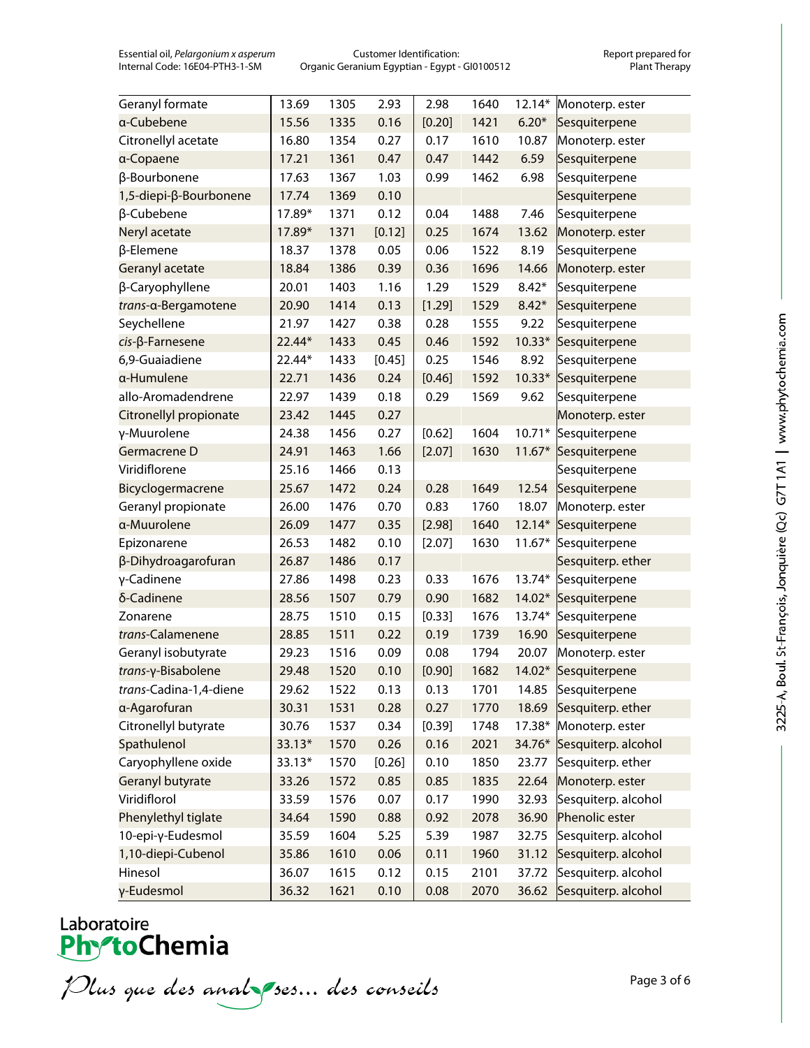| Geranyl formate | 13.69 | 1305 | 2.93 | 2.98 | 1640 | 12.14* | Monoterp. ester |
|---|---|---|---|---|---|---|---|
| α-Cubebene | 15.56 | 1335 | 0.16 | [0.20] | 1421 | 6.20* | Sesquiterpene |
| Citronellyl acetate | 16.80 | 1354 | 0.27 | 0.17 | 1610 | 10.87 | Monoterp. ester |
| α-Copaene | 17.21 | 1361 | 0.47 | 0.47 | 1442 | 6.59 | Sesquiterpene |
| β-Bourbonene | 17.63 | 1367 | 1.03 | 0.99 | 1462 | 6.98 | Sesquiterpene |
| 1,5-diepi-β-Bourbonene | 17.74 | 1369 | 0.10 | | | | Sesquiterpene |
| β-Cubebene | 17.89* | 1371 | 0.12 | 0.04 | 1488 | 7.46 | Sesquiterpene |
| Neryl acetate | 17.89* | 1371 | [0.12] | 0.25 | 1674 | 13.62 | Monoterp. ester |
| β-Elemene | 18.37 | 1378 | 0.05 | 0.06 | 1522 | 8.19 | Sesquiterpene |
| Geranyl acetate | 18.84 | 1386 | 0.39 | 0.36 | 1696 | 14.66 | Monoterp. ester |
| β-Caryophyllene | 20.01 | 1403 | 1.16 | 1.29 | 1529 | 8.42* | Sesquiterpene |
| *trans*-α-Bergamotene | 20.90 | 1414 | 0.13 | [1.29] | 1529 | 8.42* | Sesquiterpene |
| Seychellene | 21.97 | 1427 | 0.38 | 0.28 | 1555 | 9.22 | Sesquiterpene |
| *cis*-β-Farnesene | 22.44* | 1433 | 0.45 | 0.46 | 1592 | 10.33* | Sesquiterpene |
| 6,9-Guaiadiene | 22.44* | 1433 | [0.45] | 0.25 | 1546 | 8.92 | Sesquiterpene |
| α-Humulene | 22.71 | 1436 | 0.24 | [0.46] | 1592 | 10.33* | Sesquiterpene |
| allo-Aromadendrene | 22.97 | 1439 | 0.18 | 0.29 | 1569 | 9.62 | Sesquiterpene |
| Citronellyl propionate | 23.42 | 1445 | 0.27 | | | | Monoterp. ester |
| γ-Muurolene | 24.38 | 1456 | 0.27 | [0.62] | 1604 | 10.71* | Sesquiterpene |
| Germacrene D | 24.91 | 1463 | 1.66 | [2.07] | 1630 | 11.67* | Sesquiterpene |
| Viridiflorene | 25.16 | 1466 | 0.13 | | | | Sesquiterpene |
| Bicyclogermacrene | 25.67 | 1472 | 0.24 | 0.28 | 1649 | 12.54 | Sesquiterpene |
| Geranyl propionate | 26.00 | 1476 | 0.70 | 0.83 | 1760 | 18.07 | Monoterp. ester |
| α-Muurolene | 26.09 | 1477 | 0.35 | [2.98] | 1640 | 12.14* | Sesquiterpene |
| Epizonarene | 26.53 | 1482 | 0.10 | [2.07] | 1630 | 11.67* | Sesquiterpene |
| β-Dihydroagarofuran | 26.87 | 1486 | 0.17 | | | | Sesquiterp. ether |
| γ-Cadinene | 27.86 | 1498 | 0.23 | 0.33 | 1676 | 13.74* | Sesquiterpene |
| δ-Cadinene | 28.56 | 1507 | 0.79 | 0.90 | 1682 | 14.02* | Sesquiterpene |
| Zonarene | 28.75 | 1510 | 0.15 | [0.33] | 1676 | 13.74* | Sesquiterpene |
| *trans*-Calamenene | 28.85 | 1511 | 0.22 | 0.19 | 1739 | 16.90 | Sesquiterpene |
| Geranyl isobutyrate | 29.23 | 1516 | 0.09 | 0.08 | 1794 | 20.07 | Monoterp. ester |
| *trans*-γ-Bisabolene | 29.48 | 1520 | 0.10 | [0.90] | 1682 | 14.02* | Sesquiterpene |
| *trans*-Cadina-1,4-diene | 29.62 | 1522 | 0.13 | 0.13 | 1701 | 14.85 | Sesquiterpene |
| α-Agarofuran | 30.31 | 1531 | 0.28 | 0.27 | 1770 | 18.69 | Sesquiterp. ether |
| Citronellyl butyrate | 30.76 | 1537 | 0.34 | [0.39] | 1748 | 17.38* | Monoterp. ester |
| Spathulenol | 33.13* | 1570 | 0.26 | 0.16 | 2021 | 34.76* | Sesquiterp. alcohol |
| Caryophyllene oxide | 33.13* | 1570 | [0.26] | 0.10 | 1850 | 23.77 | Sesquiterp. ether |
| Geranyl butyrate | 33.26 | 1572 | 0.85 | 0.85 | 1835 | 22.64 | Monoterp. ester |
| Viridiflorol | 33.59 | 1576 | 0.07 | 0.17 | 1990 | 32.93 | Sesquiterp. alcohol |
| Phenylethyl tiglate | 34.64 | 1590 | 0.88 | 0.92 | 2078 | 36.90 | Phenolic ester |
| 10-epi-γ-Eudesmol | 35.59 | 1604 | 5.25 | 5.39 | 1987 | 32.75 | Sesquiterp. alcohol |
| 1,10-diepi-Cubenol | 35.86 | 1610 | 0.06 | 0.11 | 1960 | 31.12 | Sesquiterp. alcohol |
| Hinesol | 36.07 | 1615 | 0.12 | 0.15 | 2101 | 37.72 | Sesquiterp. alcohol |
| γ-Eudesmol | 36.32 | 1621 | 0.10 | 0.08 | 2070 | 36.62 | Sesquiterp. alcohol |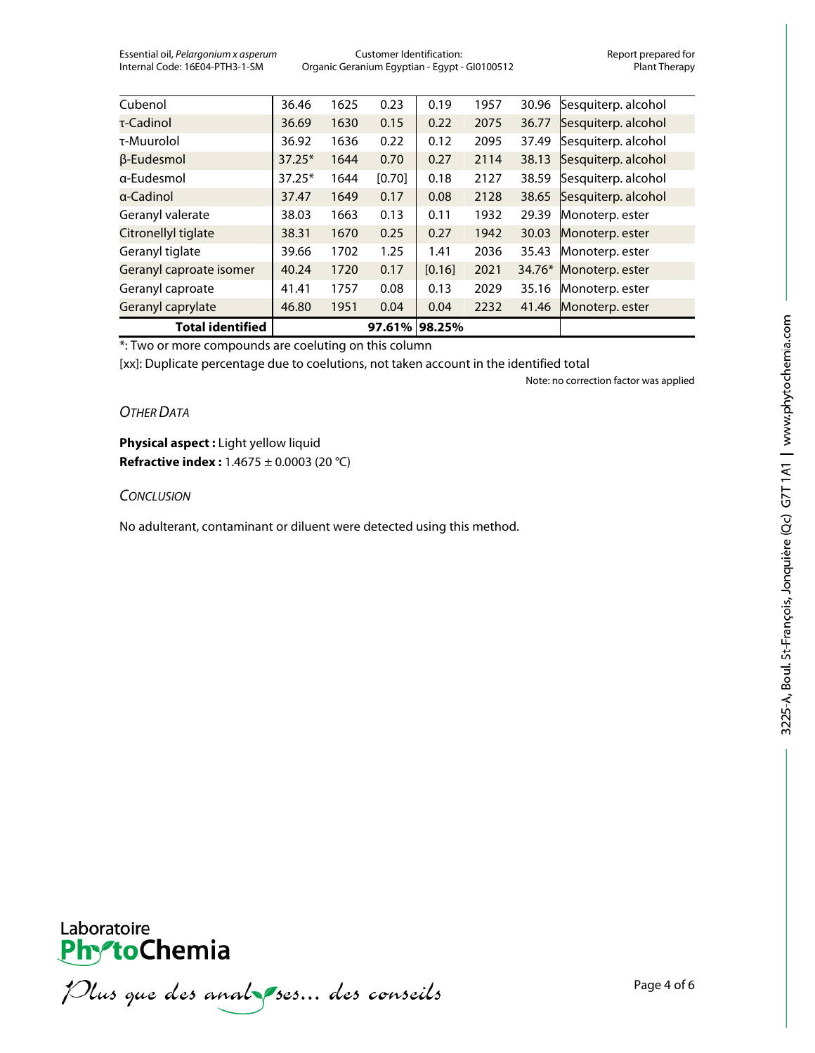| Cubenol | 36.46 | 1625 | 0.23 | 0.19 | 1957 | 30.96 | Sesquiterp. alcohol |
|---|---|---|---|---|---|---|---|
| τ-Cadinol | 36.69 | 1630 | 0.15 | 0.22 | 2075 | 36.77 | Sesquiterp. alcohol |
| τ-Muurolol | 36.92 | 1636 | 0.22 | 0.12 | 2095 | 37.49 | Sesquiterp. alcohol |
| β-Eudesmol | 37.25* | 1644 | 0.70 | 0.27 | 2114 | 38.13 | Sesquiterp. alcohol |
| α-Eudesmol | 37.25* | 1644 | [0.70] | 0.18 | 2127 | 38.59 | Sesquiterp. alcohol |
| α-Cadinol | 37.47 | 1649 | 0.17 | 0.08 | 2128 | 38.65 | Sesquiterp. alcohol |
| Geranyl valerate | 38.03 | 1663 | 0.13 | 0.11 | 1932 | 29.39 | Monoterp. ester |
| Citronellyl tiglate | 38.31 | 1670 | 0.25 | 0.27 | 1942 | 30.03 | Monoterp. ester |
| Geranyl tiglate | 39.66 | 1702 | 1.25 | 1.41 | 2036 | 35.43 | Monoterp. ester |
| Geranyl caproate isomer | 40.24 | 1720 | 0.17 | [0.16] | 2021 | 34.76* | Monoterp. ester |
| Geranyl caproate | 41.41 | 1757 | 0.08 | 0.13 | 2029 | 35.16 | Monoterp. ester |
| Geranyl caprylate | 46.80 | 1951 | 0.04 | 0.04 | 2232 | 41.46 | Monoterp. ester |
| **Total identified** | | | **97.61%** | **98.25%** | | | |

*: Two or more compounds are coeluting on this column

[xx]: Duplicate percentage due to coelutions, not taken account in the identified total

Note: no correction factor was applied

## *Other Data*

**Physical aspect :** Light yellow liquid
**Refractive index :** 1.4675 ± 0.0003 (20 °C)

## *Conclusion*

No adulterant, contaminant or diluent were detected using this method.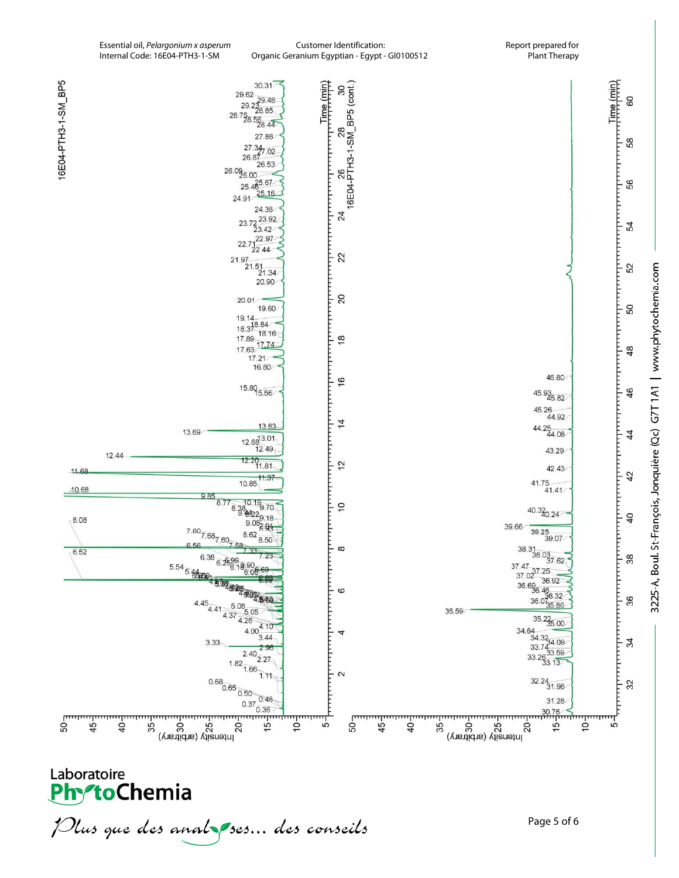Essential oil, *Pelargonium x asperum*
Internal Code: 16E04-PTH3-1-SM

Customer Identification:
Organic Geranium Egyptian - Egypt - GI0100512

Report prepared for
Plant Therapy

16E04-PTH3-1-SM_BP5

16E04-PTH3-1-SM_BP5 (cont.)

Laboratoire PhytoChemia

*Plus que des analyses... des conseils*

3225-A, Boul. St-François, Jonquière (Qc) G7T 1A1 | www.phytochemia.com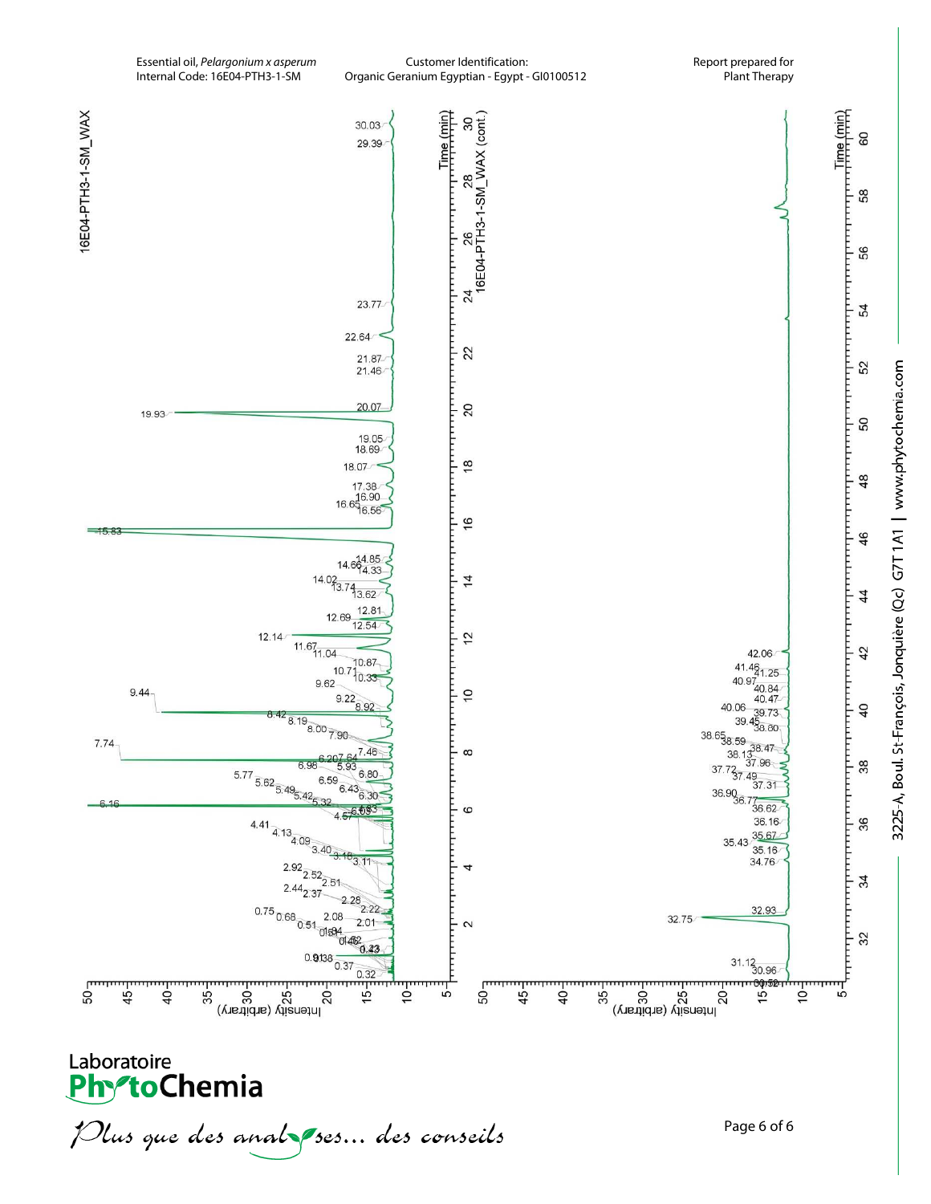Essential oil, *Pelargonium x asperum*
Internal Code: 16E04-PTH3-1-SM

Customer Identification:
Organic Geranium Egyptian - Egypt - GI0100512

Report prepared for
Plant Therapy

16E04-PTH3-1-SM_WAX

Time (min)

Intensity (arbitrary)

30.03
29.39
23.77
22.64
21.87
21.46
20.07
19.93
19.05
18.69
18.07
17.38
16.90
16.65
16.56
15.83
14.85
14.66
14.33
14.02
13.74
13.62
12.81
12.69
12.54
12.14
11.67
11.04
10.87
10.71
10.33
9.62
9.44
9.22
8.92
8.42
8.19
8.00
7.90
7.74
7.64
7.46
6.20
6.98
5.93
6.80
5.77
6.59
5.62
6.43
5.49
6.30
5.42
5.32
6.16
6.03
4.57
4.41
4.13
4.09
3.40
3.18
3.11
2.92
2.52
2.51
2.44
2.37
2.28
2.22
0.75
0.68
2.08
2.01
0.51
1.94
1.42
0.42
0.23
0.91
0.38
0.37
0.32

0 2 4 6 8 10 12 14 16 18 20 22 24 26 28 30

50 45 40 35 30 25 20 15 10 5

16E04-PTH3-1-SM_WAX (cont.)

Time (min)

Intensity (arbitrary)

42.06
41.46
41.25
40.97
40.84
40.47
40.06
39.73
39.45
38.80
38.65
38.59
38.47
38.13
37.96
37.72
37.49
37.31
36.90
36.77
36.62
36.16
35.67
35.43
35.16
34.76
32.93
32.75
31.12
30.96
30.52

32 34 36 38 40 42 44 46 48 50 52 54 56 58 60

50 45 40 35 30 25 20 15 10 5

Laboratoire PhytoChemia

*Plus que des analyses... des conseils*

3225-A, Boul. St-François, Jonquière (Qc) G7T 1A1 | www.phytochemia.com